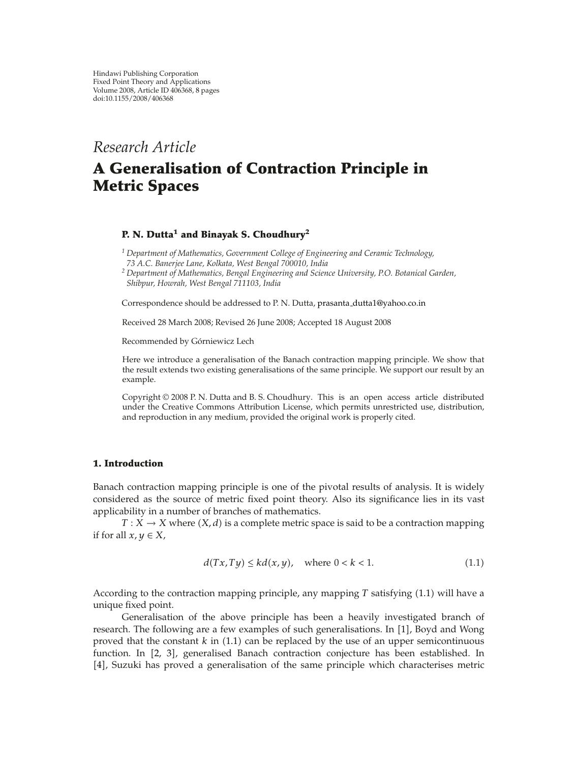Hindawi Publishing Corporation
Fixed Point Theory and Applications
Volume 2008, Article ID 406368, 8 pages
doi:10.1155/2008/406368

*Research Article*

# A Generalisation of Contraction Principle in Metric Spaces

**P. N. Dutta[1] and Binayak S. Choudhury[2]**

[1] *Department of Mathematics, Government College of Engineering and Ceramic Technology, 73 A.C. Banerjee Lane, Kolkata, West Bengal 700010, India*

[2] *Department of Mathematics, Bengal Engineering and Science University, P.O. Botanical Garden, Shibpur, Howrah, West Bengal 711103, India*

Correspondence should be addressed to P. N. Dutta, prasanta_dutta1@yahoo.co.in

Received 28 March 2008; Revised 26 June 2008; Accepted 18 August 2008

Recommended by Górniewicz Lech

Here we introduce a generalisation of the Banach contraction mapping principle. We show that the result extends two existing generalisations of the same principle. We support our result by an example.

Copyright © 2008 P. N. Dutta and B. S. Choudhury. This is an open access article distributed under the Creative Commons Attribution License, which permits unrestricted use, distribution, and reproduction in any medium, provided the original work is properly cited.

## 1. Introduction

Banach contraction mapping principle is one of the pivotal results of analysis. It is widely considered as the source of metric fixed point theory. Also its significance lies in its vast applicability in a number of branches of mathematics.

$T : X \to X$ where $(X, d)$ is a complete metric space is said to be a contraction mapping if for all $x, y \in X$,

$$d(Tx, Ty) \leq kd(x, y), \quad \text{where } 0 < k < 1. \tag{1.1}$$

According to the contraction mapping principle, any mapping $T$ satisfying (1.1) will have a unique fixed point.

Generalisation of the above principle has been a heavily investigated branch of research. The following are a few examples of such generalisations. In [1], Boyd and Wong proved that the constant $k$ in (1.1) can be replaced by the use of an upper semicontinuous function. In [2, 3], generalised Banach contraction conjecture has been established. In [4], Suzuki has proved a generalisation of the same principle which characterises metric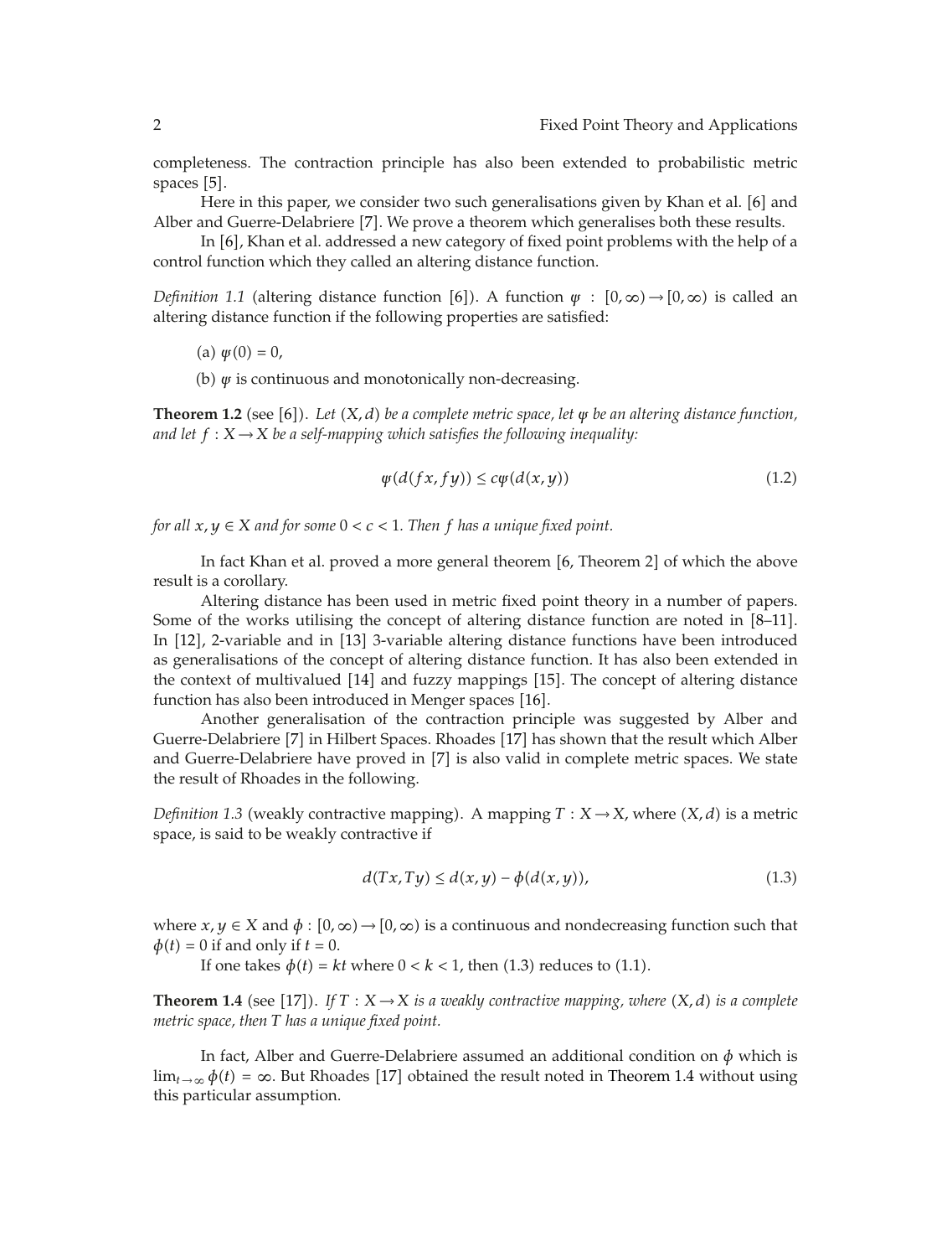completeness. The contraction principle has also been extended to probabilistic metric spaces [5].

Here in this paper, we consider two such generalisations given by Khan et al. [6] and Alber and Guerre-Delabriere [7]. We prove a theorem which generalises both these results.

In [6], Khan et al. addressed a new category of fixed point problems with the help of a control function which they called an altering distance function.

*Definition 1.1* (altering distance function [6]). A function $\psi : [0, \infty) \to [0, \infty)$ is called an altering distance function if the following properties are satisfied:

(a) $\psi(0) = 0$,

(b) $\psi$ is continuous and monotonically non-decreasing.

**Theorem 1.2** (see [6]). *Let $(X, d)$ be a complete metric space, let $\psi$ be an altering distance function, and let $f : X \to X$ be a self-mapping which satisfies the following inequality:*

$$\psi(d(fx, fy)) \leq c\psi(d(x, y)) \tag{1.2}$$

*for all $x, y \in X$ and for some $0 < c < 1$. Then $f$ has a unique fixed point.*

In fact Khan et al. proved a more general theorem [6, Theorem 2] of which the above result is a corollary.

Altering distance has been used in metric fixed point theory in a number of papers. Some of the works utilising the concept of altering distance function are noted in [8–11]. In [12], 2-variable and in [13] 3-variable altering distance functions have been introduced as generalisations of the concept of altering distance function. It has also been extended in the context of multivalued [14] and fuzzy mappings [15]. The concept of altering distance function has also been introduced in Menger spaces [16].

Another generalisation of the contraction principle was suggested by Alber and Guerre-Delabriere [7] in Hilbert Spaces. Rhoades [17] has shown that the result which Alber and Guerre-Delabriere have proved in [7] is also valid in complete metric spaces. We state the result of Rhoades in the following.

*Definition 1.3* (weakly contractive mapping). A mapping $T : X \to X$, where $(X, d)$ is a metric space, is said to be weakly contractive if

$$d(Tx, Ty) \leq d(x, y) - \phi(d(x, y)), \tag{1.3}$$

where $x, y \in X$ and $\phi : [0, \infty) \to [0, \infty)$ is a continuous and nondecreasing function such that $\phi(t) = 0$ if and only if $t = 0$.

If one takes $\phi(t) = kt$ where $0 < k < 1$, then (1.3) reduces to (1.1).

**Theorem 1.4** (see [17]). *If $T : X \to X$ is a weakly contractive mapping, where $(X, d)$ is a complete metric space, then $T$ has a unique fixed point.*

In fact, Alber and Guerre-Delabriere assumed an additional condition on $\phi$ which is $\lim_{t \to \infty} \phi(t) = \infty$. But Rhoades [17] obtained the result noted in Theorem 1.4 without using this particular assumption.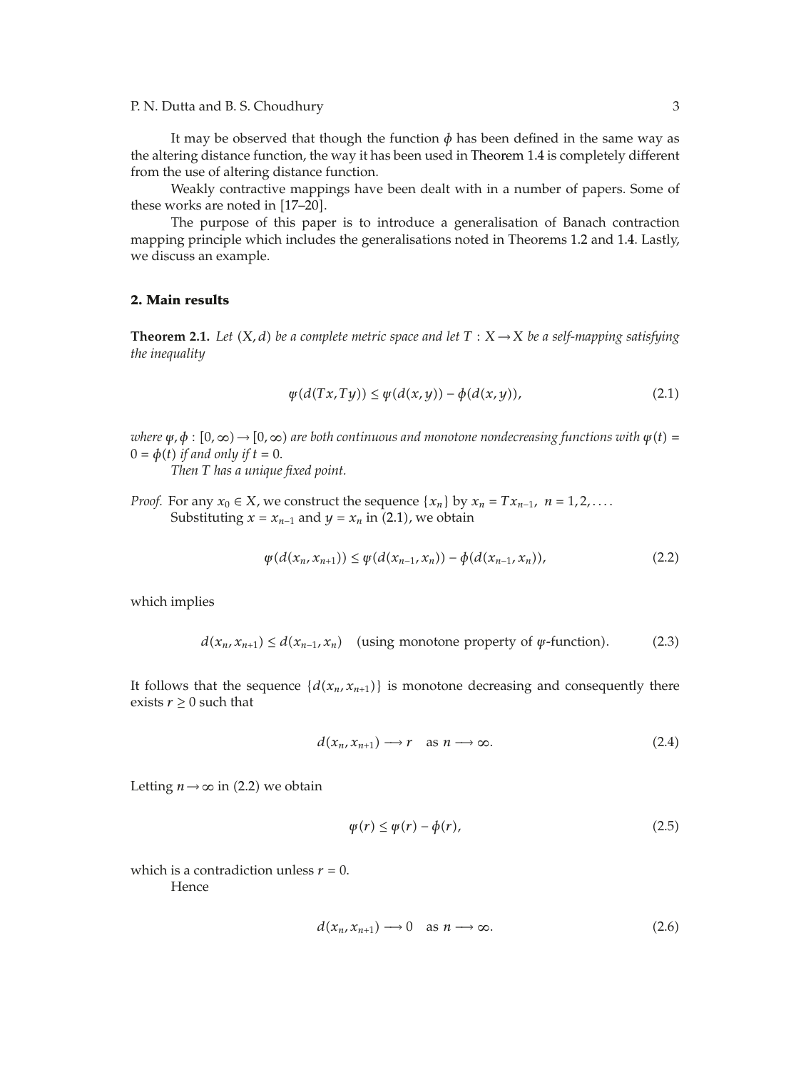It may be observed that though the function $\phi$ has been defined in the same way as the altering distance function, the way it has been used in Theorem 1.4 is completely different from the use of altering distance function.

Weakly contractive mappings have been dealt with in a number of papers. Some of these works are noted in [17–20].

The purpose of this paper is to introduce a generalisation of Banach contraction mapping principle which includes the generalisations noted in Theorems 1.2 and 1.4. Lastly, we discuss an example.

## 2. Main results

**Theorem 2.1.** *Let $(X, d)$ be a complete metric space and let $T : X \to X$ be a self-mapping satisfying the inequality*

$$\psi(d(Tx, Ty)) \leq \psi(d(x, y)) - \phi(d(x, y)), \tag{2.1}$$

*where $\psi, \phi : [0, \infty) \to [0, \infty)$ are both continuous and monotone nondecreasing functions with $\psi(t) = 0 = \phi(t)$ if and only if $t = 0$.*

*Then $T$ has a unique fixed point.*

*Proof.* For any $x_0 \in X$, we construct the sequence $\{x_n\}$ by $x_n = Tx_{n-1}$, $n = 1, 2, \ldots$.

Substituting $x = x_{n-1}$ and $y = x_n$ in (2.1), we obtain

$$\psi(d(x_n, x_{n+1})) \leq \psi(d(x_{n-1}, x_n)) - \phi(d(x_{n-1}, x_n)), \tag{2.2}$$

which implies

$$d(x_n, x_{n+1}) \leq d(x_{n-1}, x_n) \quad \text{(using monotone property of } \psi\text{-function).} \tag{2.3}$$

It follows that the sequence $\{d(x_n, x_{n+1})\}$ is monotone decreasing and consequently there exists $r \geq 0$ such that

$$d(x_n, x_{n+1}) \longrightarrow r \quad \text{as } n \longrightarrow \infty. \tag{2.4}$$

Letting $n \to \infty$ in (2.2) we obtain

$$\psi(r) \leq \psi(r) - \phi(r), \tag{2.5}$$

which is a contradiction unless $r = 0$.

Hence

$$d(x_n, x_{n+1}) \longrightarrow 0 \quad \text{as } n \longrightarrow \infty. \tag{2.6}$$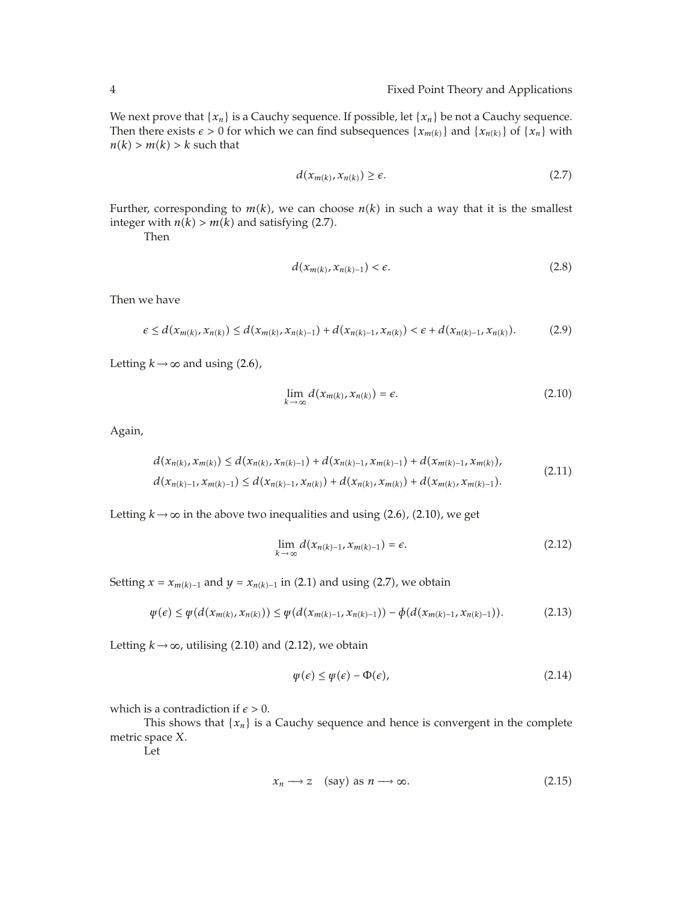We next prove that $\{x_n\}$ is a Cauchy sequence. If possible, let $\{x_n\}$ be not a Cauchy sequence. Then there exists $\epsilon > 0$ for which we can find subsequences $\{x_{m(k)}\}$ and $\{x_{n(k)}\}$ of $\{x_n\}$ with $n(k) > m(k) > k$ such that

$$d(x_{m(k)}, x_{n(k)}) \geq \epsilon. \tag{2.7}$$

Further, corresponding to $m(k)$, we can choose $n(k)$ in such a way that it is the smallest integer with $n(k) > m(k)$ and satisfying (2.7).

Then

$$d(x_{m(k)}, x_{n(k)-1}) < \epsilon. \tag{2.8}$$

Then we have

$$\epsilon \leq d(x_{m(k)}, x_{n(k)}) \leq d(x_{m(k)}, x_{n(k)-1}) + d(x_{n(k)-1}, x_{n(k)}) < \epsilon + d(x_{n(k)-1}, x_{n(k)}). \tag{2.9}$$

Letting $k \to \infty$ and using (2.6),

$$\lim_{k \to \infty} d(x_{m(k)}, x_{n(k)}) = \epsilon. \tag{2.10}$$

Again,

$$\begin{aligned} d(x_{n(k)}, x_{m(k)}) &\leq d(x_{n(k)}, x_{n(k)-1}) + d(x_{n(k)-1}, x_{m(k)-1}) + d(x_{m(k)-1}, x_{m(k)}), \\ d(x_{n(k)-1}, x_{m(k)-1}) &\leq d(x_{n(k)-1}, x_{n(k)}) + d(x_{n(k)}, x_{m(k)}) + d(x_{m(k)}, x_{m(k)-1}). \end{aligned} \tag{2.11}$$

Letting $k \to \infty$ in the above two inequalities and using (2.6), (2.10), we get

$$\lim_{k \to \infty} d(x_{n(k)-1}, x_{m(k)-1}) = \epsilon. \tag{2.12}$$

Setting $x = x_{m(k)-1}$ and $y = x_{n(k)-1}$ in (2.1) and using (2.7), we obtain

$$\psi(\epsilon) \leq \psi(d(x_{m(k)}, x_{n(k)})) \leq \psi(d(x_{m(k)-1}, x_{n(k)-1})) - \phi(d(x_{m(k)-1}, x_{n(k)-1})). \tag{2.13}$$

Letting $k \to \infty$, utilising (2.10) and (2.12), we obtain

$$\psi(\epsilon) \leq \psi(\epsilon) - \Phi(\epsilon), \tag{2.14}$$

which is a contradiction if $\epsilon > 0$.

This shows that $\{x_n\}$ is a Cauchy sequence and hence is convergent in the complete metric space $X$.

Let

$$x_n \longrightarrow z \quad \text{(say) as } n \longrightarrow \infty. \tag{2.15}$$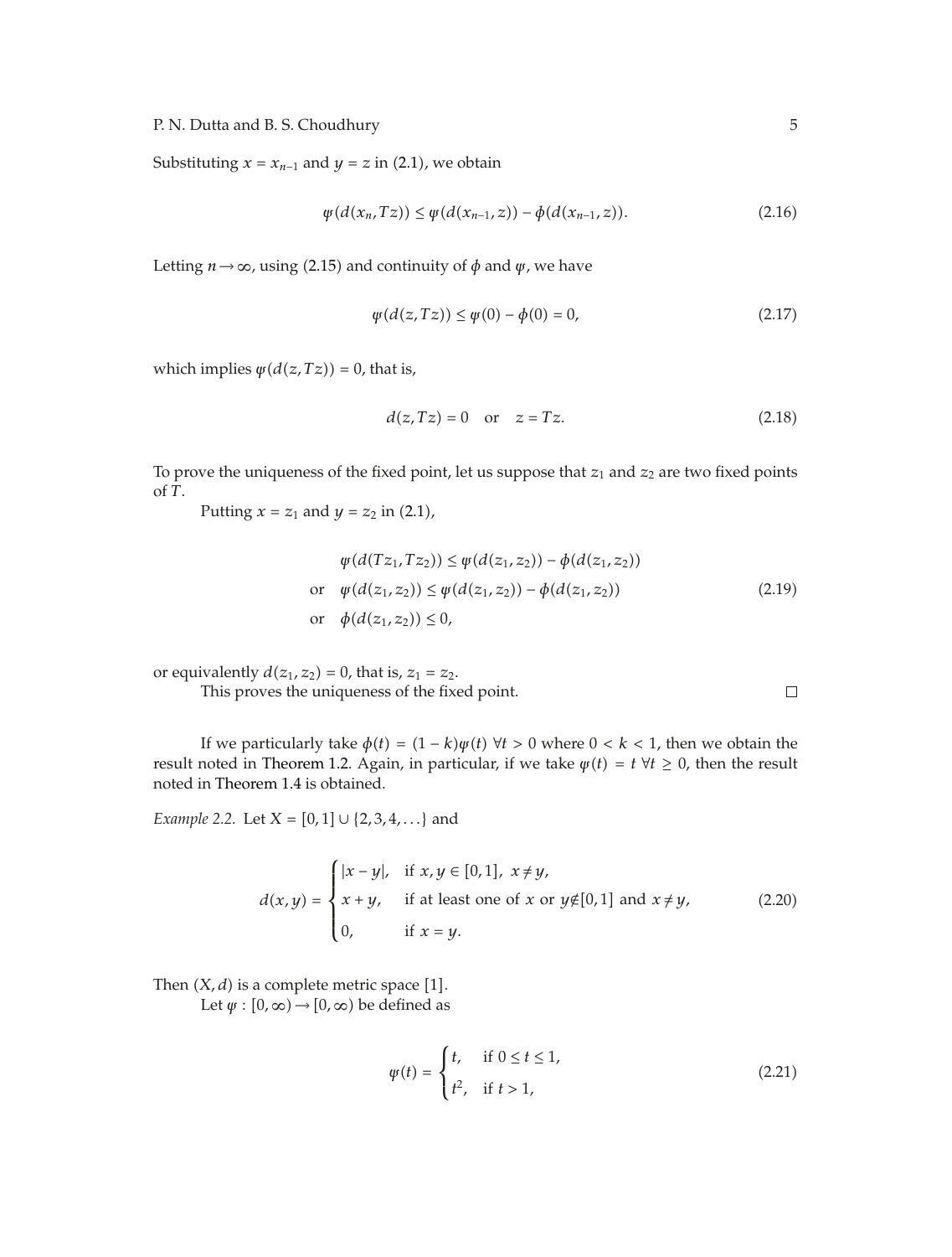Substituting $x = x_{n-1}$ and $y = z$ in (2.1), we obtain

$$\psi(d(x_n, Tz)) \leq \psi(d(x_{n-1}, z)) - \phi(d(x_{n-1}, z)). \tag{2.16}$$

Letting $n \to \infty$, using (2.15) and continuity of $\phi$ and $\psi$, we have

$$\psi(d(z, Tz)) \leq \psi(0) - \phi(0) = 0, \tag{2.17}$$

which implies $\psi(d(z, Tz)) = 0$, that is,

$$d(z, Tz) = 0 \quad \text{or} \quad z = Tz. \tag{2.18}$$

To prove the uniqueness of the fixed point, let us suppose that $z_1$ and $z_2$ are two fixed points of $T$.

Putting $x = z_1$ and $y = z_2$ in (2.1),

$$\begin{aligned}
&\psi(d(Tz_1, Tz_2)) \leq \psi(d(z_1, z_2)) - \phi(d(z_1, z_2)) \\
\text{or} \quad &\psi(d(z_1, z_2)) \leq \psi(d(z_1, z_2)) - \phi(d(z_1, z_2)) \\
\text{or} \quad &\phi(d(z_1, z_2)) \leq 0,
\end{aligned} \tag{2.19}$$

or equivalently $d(z_1, z_2) = 0$, that is, $z_1 = z_2$.

This proves the uniqueness of the fixed point. □

If we particularly take $\phi(t) = (1-k)\psi(t)$ $\forall t > 0$ where $0 < k < 1$, then we obtain the result noted in Theorem 1.2. Again, in particular, if we take $\psi(t) = t$ $\forall t \geq 0$, then the result noted in Theorem 1.4 is obtained.

*Example 2.2.* Let $X = [0, 1] \cup \{2, 3, 4, \ldots\}$ and

$$d(x, y) = \begin{cases} |x - y|, & \text{if } x, y \in [0, 1],\ x \neq y, \\ x + y, & \text{if at least one of } x \text{ or } y \notin [0, 1] \text{ and } x \neq y, \\ 0, & \text{if } x = y. \end{cases} \tag{2.20}$$

Then $(X, d)$ is a complete metric space [1].

Let $\psi : [0, \infty) \to [0, \infty)$ be defined as

$$\psi(t) = \begin{cases} t, & \text{if } 0 \leq t \leq 1, \\ t^2, & \text{if } t > 1, \end{cases} \tag{2.21}$$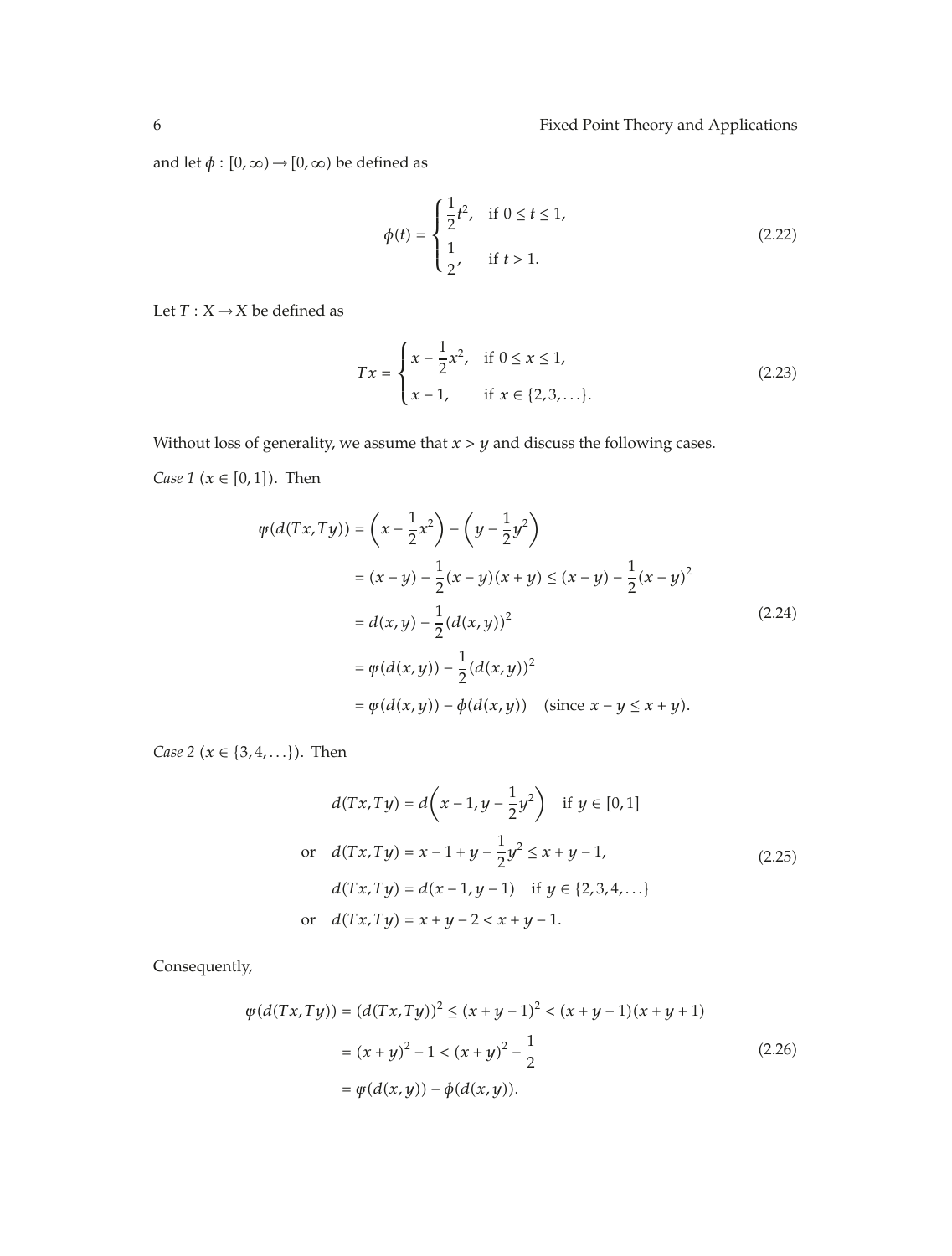and let $\phi : [0,\infty) \to [0,\infty)$ be defined as

$$\phi(t) = \begin{cases} \dfrac{1}{2}t^2, & \text{if } 0 \leq t \leq 1, \\ \dfrac{1}{2}, & \text{if } t > 1. \end{cases} \tag{2.22}$$

Let $T : X \to X$ be defined as

$$Tx = \begin{cases} x - \dfrac{1}{2}x^2, & \text{if } 0 \leq x \leq 1, \\ x - 1, & \text{if } x \in \{2, 3, \ldots\}. \end{cases} \tag{2.23}$$

Without loss of generality, we assume that $x > y$ and discuss the following cases.

*Case 1* ($x \in [0,1]$). Then

$$\begin{aligned} \varphi(d(Tx, Ty)) &= \left(x - \frac{1}{2}x^2\right) - \left(y - \frac{1}{2}y^2\right) \\ &= (x - y) - \frac{1}{2}(x - y)(x + y) \leq (x - y) - \frac{1}{2}(x - y)^2 \\ &= d(x, y) - \frac{1}{2}(d(x, y))^2 \\ &= \varphi(d(x, y)) - \frac{1}{2}(d(x, y))^2 \\ &= \varphi(d(x, y)) - \phi(d(x, y)) \quad (\text{since } x - y \leq x + y). \end{aligned} \tag{2.24}$$

*Case 2* ($x \in \{3, 4, \ldots\}$). Then

$$\begin{aligned} & d(Tx, Ty) = d\left(x - 1, y - \frac{1}{2}y^2\right) \quad \text{if } y \in [0,1] \\ \text{or} \quad & d(Tx, Ty) = x - 1 + y - \frac{1}{2}y^2 \leq x + y - 1, \\ & d(Tx, Ty) = d(x - 1, y - 1) \quad \text{if } y \in \{2, 3, 4, \ldots\} \\ \text{or} \quad & d(Tx, Ty) = x + y - 2 < x + y - 1. \end{aligned} \tag{2.25}$$

Consequently,

$$\begin{aligned} \varphi(d(Tx, Ty)) &= (d(Tx, Ty))^2 \leq (x + y - 1)^2 < (x + y - 1)(x + y + 1) \\ &= (x + y)^2 - 1 < (x + y)^2 - \frac{1}{2} \\ &= \varphi(d(x, y)) - \phi(d(x, y)). \end{aligned} \tag{2.26}$$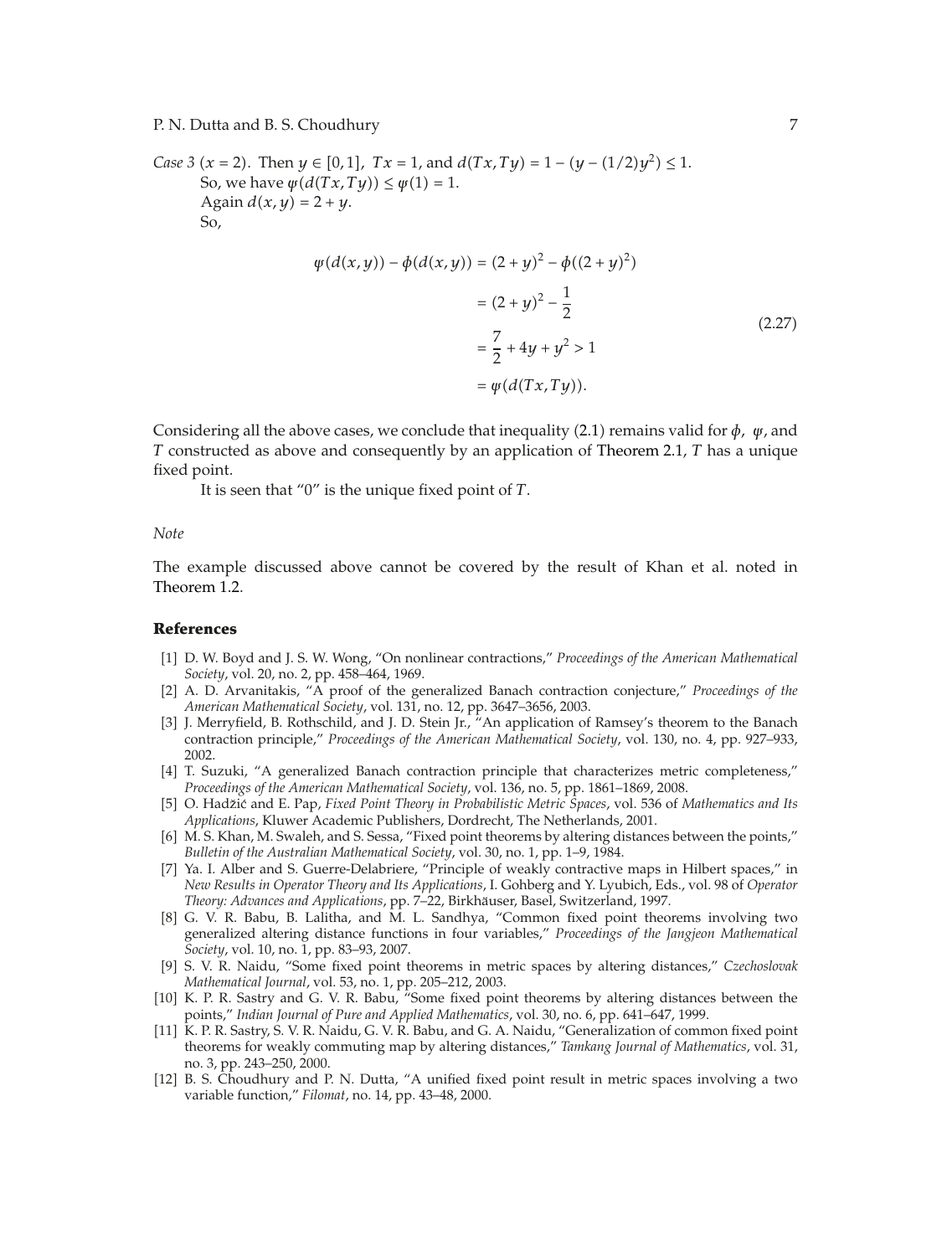*Case 3* ($x = 2$). Then $y \in [0,1]$, $Tx = 1$, and $d(Tx, Ty) = 1 - (y - (1/2)y^2) \leq 1$.

So, we have $\psi(d(Tx, Ty)) \leq \psi(1) = 1$.

Again $d(x, y) = 2 + y$.

So,

$$
\begin{aligned}
\psi(d(x,y)) - \phi(d(x,y)) &= (2+y)^2 - \phi((2+y)^2) \\
&= (2+y)^2 - \frac{1}{2} \\
&= \frac{7}{2} + 4y + y^2 > 1 \\
&= \psi(d(Tx, Ty)).
\end{aligned}
\tag{2.27}
$$

Considering all the above cases, we conclude that inequality (2.1) remains valid for $\phi$, $\psi$, and $T$ constructed as above and consequently by an application of Theorem 2.1, $T$ has a unique fixed point.

It is seen that "0" is the unique fixed point of $T$.

*Note*

The example discussed above cannot be covered by the result of Khan et al. noted in Theorem 1.2.

## References

[1] D. W. Boyd and J. S. W. Wong, "On nonlinear contractions," *Proceedings of the American Mathematical Society*, vol. 20, no. 2, pp. 458–464, 1969.

[2] A. D. Arvanitakis, "A proof of the generalized Banach contraction conjecture," *Proceedings of the American Mathematical Society*, vol. 131, no. 12, pp. 3647–3656, 2003.

[3] J. Merryfield, B. Rothschild, and J. D. Stein Jr., "An application of Ramsey's theorem to the Banach contraction principle," *Proceedings of the American Mathematical Society*, vol. 130, no. 4, pp. 927–933, 2002.

[4] T. Suzuki, "A generalized Banach contraction principle that characterizes metric completeness," *Proceedings of the American Mathematical Society*, vol. 136, no. 5, pp. 1861–1869, 2008.

[5] O. Hadžić and E. Pap, *Fixed Point Theory in Probabilistic Metric Spaces*, vol. 536 of *Mathematics and Its Applications*, Kluwer Academic Publishers, Dordrecht, The Netherlands, 2001.

[6] M. S. Khan, M. Swaleh, and S. Sessa, "Fixed point theorems by altering distances between the points," *Bulletin of the Australian Mathematical Society*, vol. 30, no. 1, pp. 1–9, 1984.

[7] Ya. I. Alber and S. Guerre-Delabriere, "Principle of weakly contractive maps in Hilbert spaces," in *New Results in Operator Theory and Its Applications*, I. Gohberg and Y. Lyubich, Eds., vol. 98 of *Operator Theory: Advances and Applications*, pp. 7–22, Birkhäuser, Basel, Switzerland, 1997.

[8] G. V. R. Babu, B. Lalitha, and M. L. Sandhya, "Common fixed point theorems involving two generalized altering distance functions in four variables," *Proceedings of the Jangjeon Mathematical Society*, vol. 10, no. 1, pp. 83–93, 2007.

[9] S. V. R. Naidu, "Some fixed point theorems in metric spaces by altering distances," *Czechoslovak Mathematical Journal*, vol. 53, no. 1, pp. 205–212, 2003.

[10] K. P. R. Sastry and G. V. R. Babu, "Some fixed point theorems by altering distances between the points," *Indian Journal of Pure and Applied Mathematics*, vol. 30, no. 6, pp. 641–647, 1999.

[11] K. P. R. Sastry, S. V. R. Naidu, G. V. R. Babu, and G. A. Naidu, "Generalization of common fixed point theorems for weakly commuting map by altering distances," *Tamkang Journal of Mathematics*, vol. 31, no. 3, pp. 243–250, 2000.

[12] B. S. Choudhury and P. N. Dutta, "A unified fixed point result in metric spaces involving a two variable function," *Filomat*, no. 14, pp. 43–48, 2000.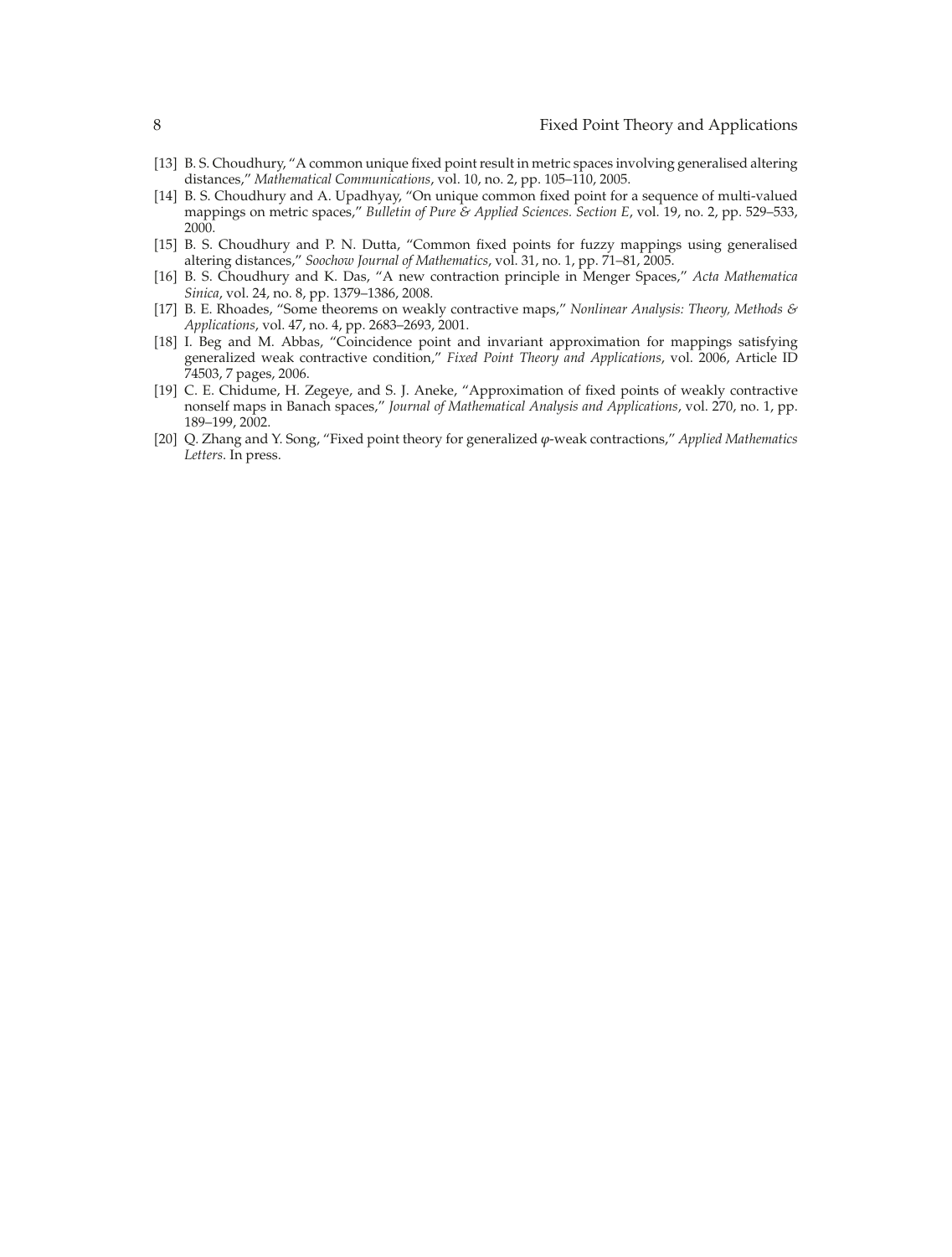[13] B. S. Choudhury, "A common unique fixed point result in metric spaces involving generalised altering distances," *Mathematical Communications*, vol. 10, no. 2, pp. 105–110, 2005.

[14] B. S. Choudhury and A. Upadhyay, "On unique common fixed point for a sequence of multi-valued mappings on metric spaces," *Bulletin of Pure & Applied Sciences. Section E*, vol. 19, no. 2, pp. 529–533, 2000.

[15] B. S. Choudhury and P. N. Dutta, "Common fixed points for fuzzy mappings using generalised altering distances," *Soochow Journal of Mathematics*, vol. 31, no. 1, pp. 71–81, 2005.

[16] B. S. Choudhury and K. Das, "A new contraction principle in Menger Spaces," *Acta Mathematica Sinica*, vol. 24, no. 8, pp. 1379–1386, 2008.

[17] B. E. Rhoades, "Some theorems on weakly contractive maps," *Nonlinear Analysis: Theory, Methods & Applications*, vol. 47, no. 4, pp. 2683–2693, 2001.

[18] I. Beg and M. Abbas, "Coincidence point and invariant approximation for mappings satisfying generalized weak contractive condition," *Fixed Point Theory and Applications*, vol. 2006, Article ID 74503, 7 pages, 2006.

[19] C. E. Chidume, H. Zegeye, and S. J. Aneke, "Approximation of fixed points of weakly contractive nonself maps in Banach spaces," *Journal of Mathematical Analysis and Applications*, vol. 270, no. 1, pp. 189–199, 2002.

[20] Q. Zhang and Y. Song, "Fixed point theory for generalized $\varphi$-weak contractions," *Applied Mathematics Letters*. In press.